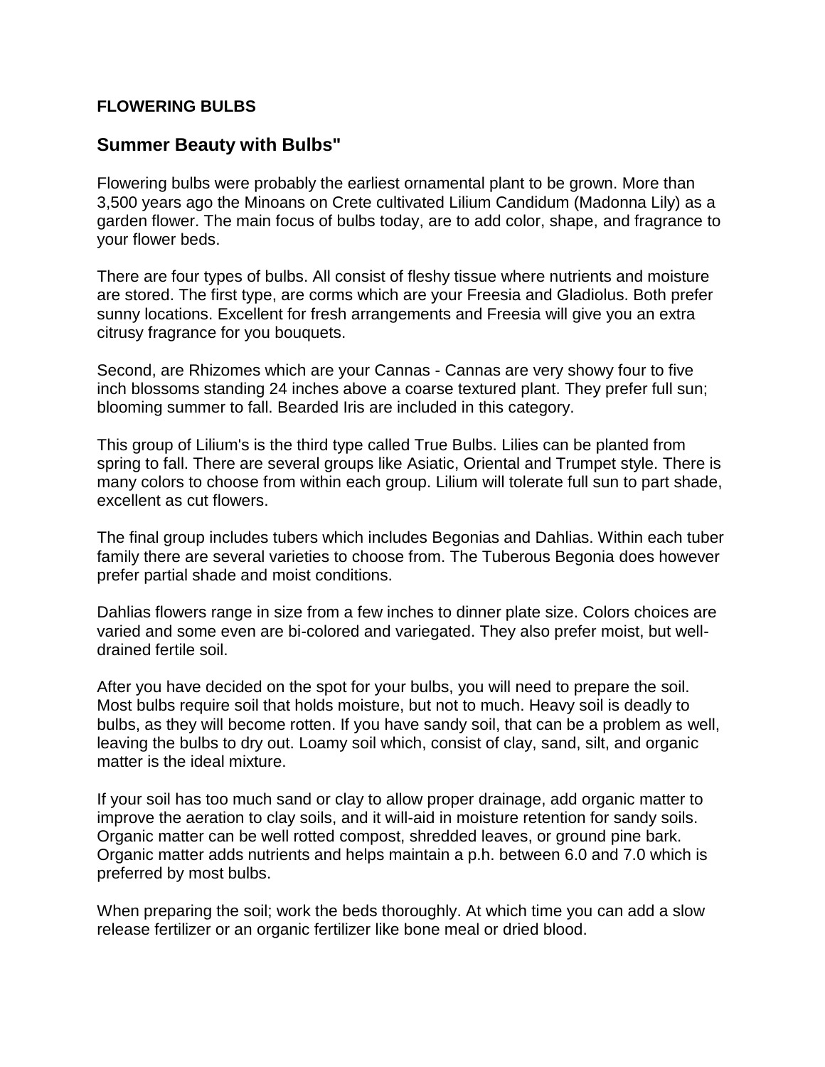**FLOWERING BULBS**

## Summer Beauty with Bulbs"

Flowering bulbs were probably the earliest ornamental plant to be grown. More than 3,500 years ago the Minoans on Crete cultivated Lilium Candidum (Madonna Lily) as a garden flower. The main focus of bulbs today, are to add color, shape, and fragrance to your flower beds.

There are four types of bulbs. All consist of fleshy tissue where nutrients and moisture are stored. The first type, are corms which are your Freesia and Gladiolus. Both prefer sunny locations. Excellent for fresh arrangements and Freesia will give you an extra citrusy fragrance for you bouquets.

Second, are Rhizomes which are your Cannas - Cannas are very showy four to five inch blossoms standing 24 inches above a coarse textured plant. They prefer full sun; blooming summer to fall. Bearded Iris are included in this category.

This group of Lilium's is the third type called True Bulbs. Lilies can be planted from spring to fall. There are several groups like Asiatic, Oriental and Trumpet style. There is many colors to choose from within each group. Lilium will tolerate full sun to part shade, excellent as cut flowers.

The final group includes tubers which includes Begonias and Dahlias. Within each tuber family there are several varieties to choose from. The Tuberous Begonia does however prefer partial shade and moist conditions.

Dahlias flowers range in size from a few inches to dinner plate size. Colors choices are varied and some even are bi-colored and variegated. They also prefer moist, but well-drained fertile soil.

After you have decided on the spot for your bulbs, you will need to prepare the soil. Most bulbs require soil that holds moisture, but not to much. Heavy soil is deadly to bulbs, as they will become rotten. If you have sandy soil, that can be a problem as well, leaving the bulbs to dry out. Loamy soil which, consist of clay, sand, silt, and organic matter is the ideal mixture.

If your soil has too much sand or clay to allow proper drainage, add organic matter to improve the aeration to clay soils, and it will-aid in moisture retention for sandy soils. Organic matter can be well rotted compost, shredded leaves, or ground pine bark. Organic matter adds nutrients and helps maintain a p.h. between 6.0 and 7.0 which is preferred by most bulbs.

When preparing the soil; work the beds thoroughly. At which time you can add a slow release fertilizer or an organic fertilizer like bone meal or dried blood.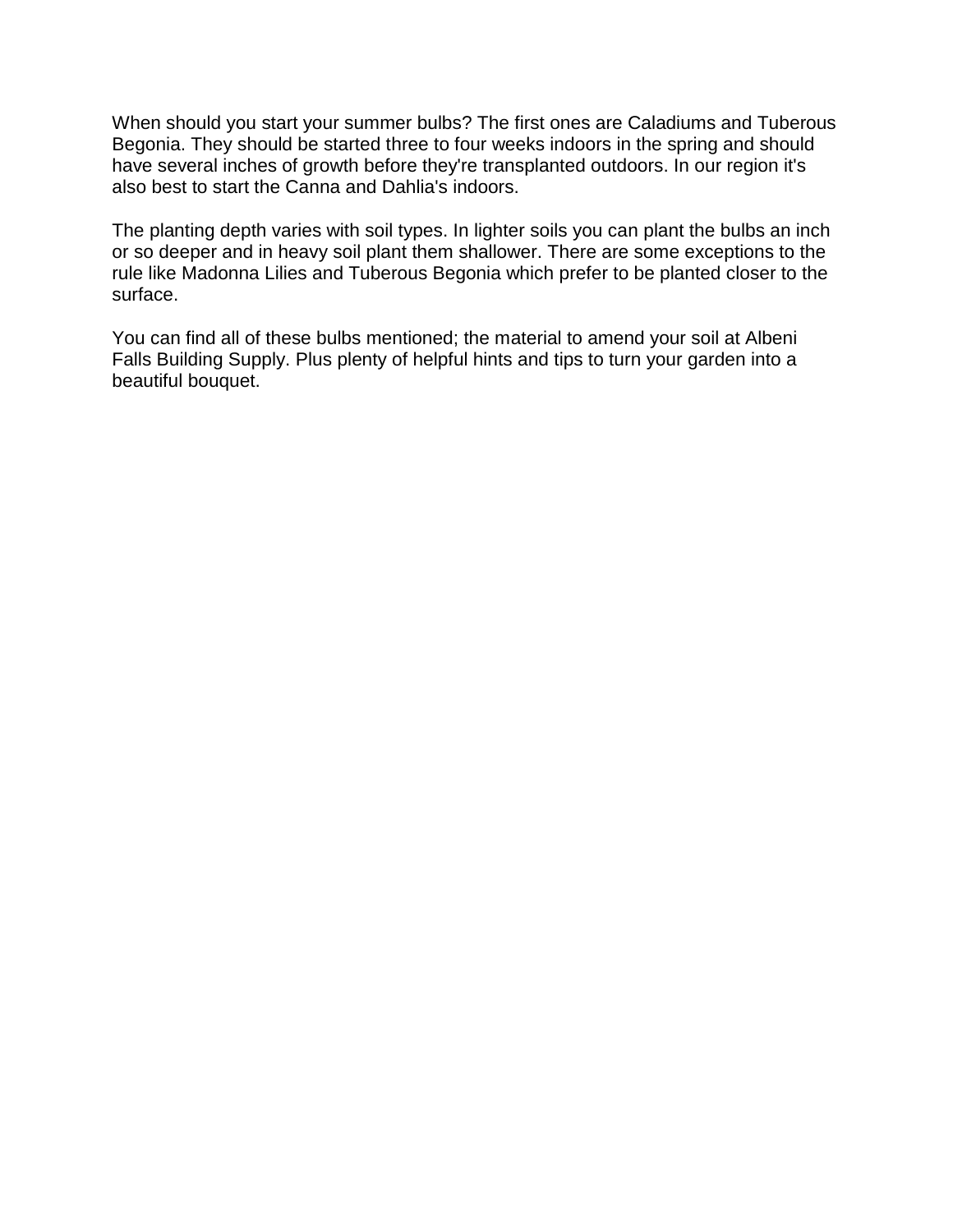When should you start your summer bulbs? The first ones are Caladiums and Tuberous Begonia. They should be started three to four weeks indoors in the spring and should have several inches of growth before they're transplanted outdoors. In our region it's also best to start the Canna and Dahlia's indoors.

The planting depth varies with soil types. In lighter soils you can plant the bulbs an inch or so deeper and in heavy soil plant them shallower. There are some exceptions to the rule like Madonna Lilies and Tuberous Begonia which prefer to be planted closer to the surface.

You can find all of these bulbs mentioned; the material to amend your soil at Albeni Falls Building Supply. Plus plenty of helpful hints and tips to turn your garden into a beautiful bouquet.